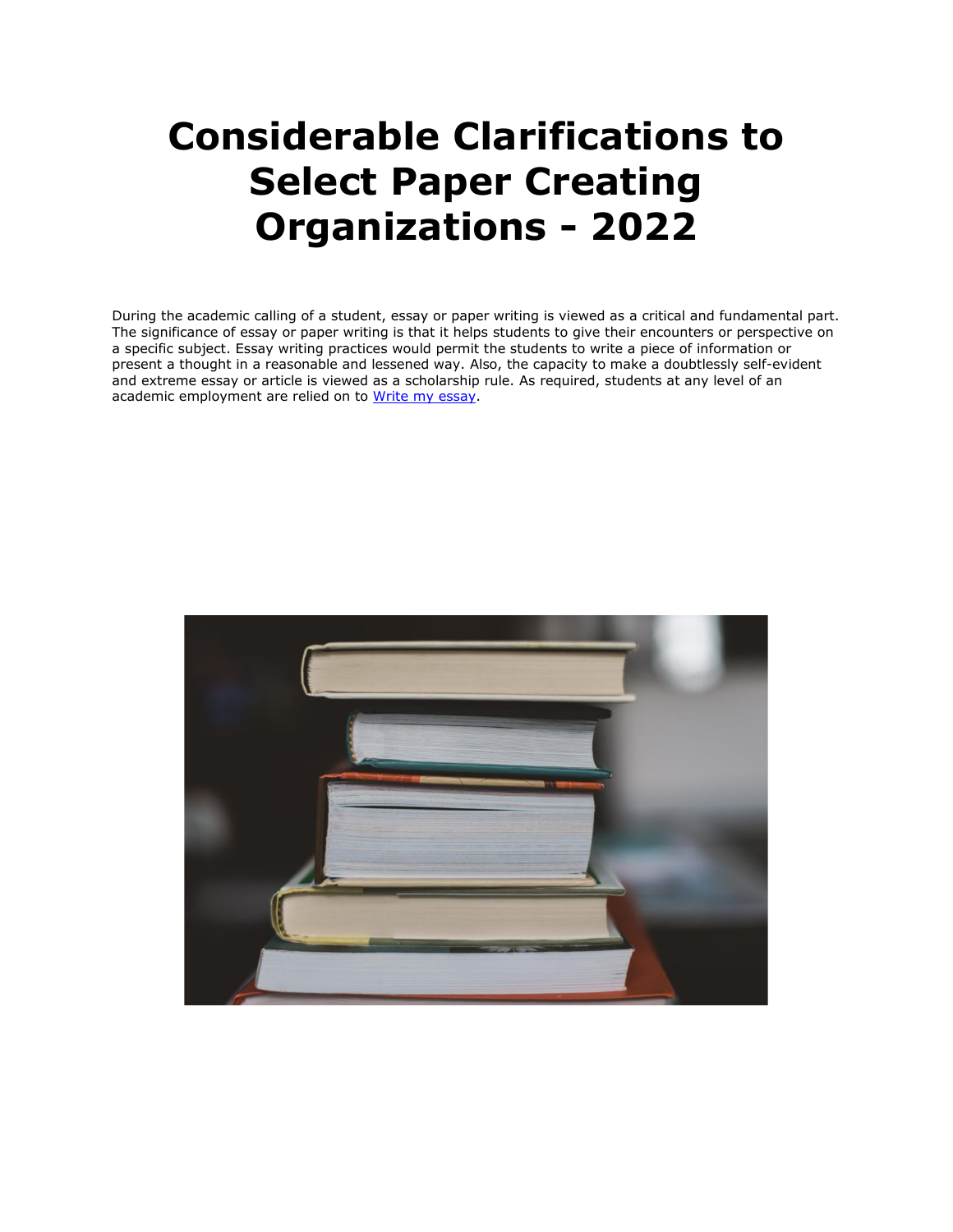# Considerable Clarifications to Select Paper Creating Organizations - 2022

During the academic calling of a student, essay or paper writing is viewed as a critical and fundamental part. The significance of essay or paper writing is that it helps students to give their encounters or perspective on a specific subject. Essay writing practices would permit the students to write a piece of information or present a thought in a reasonable and lessened way. Also, the capacity to make a doubtlessly self-evident and extreme essay or article is viewed as a scholarship rule. As required, students at any level of an academic employment are relied on to [Write my essay](Write my essay).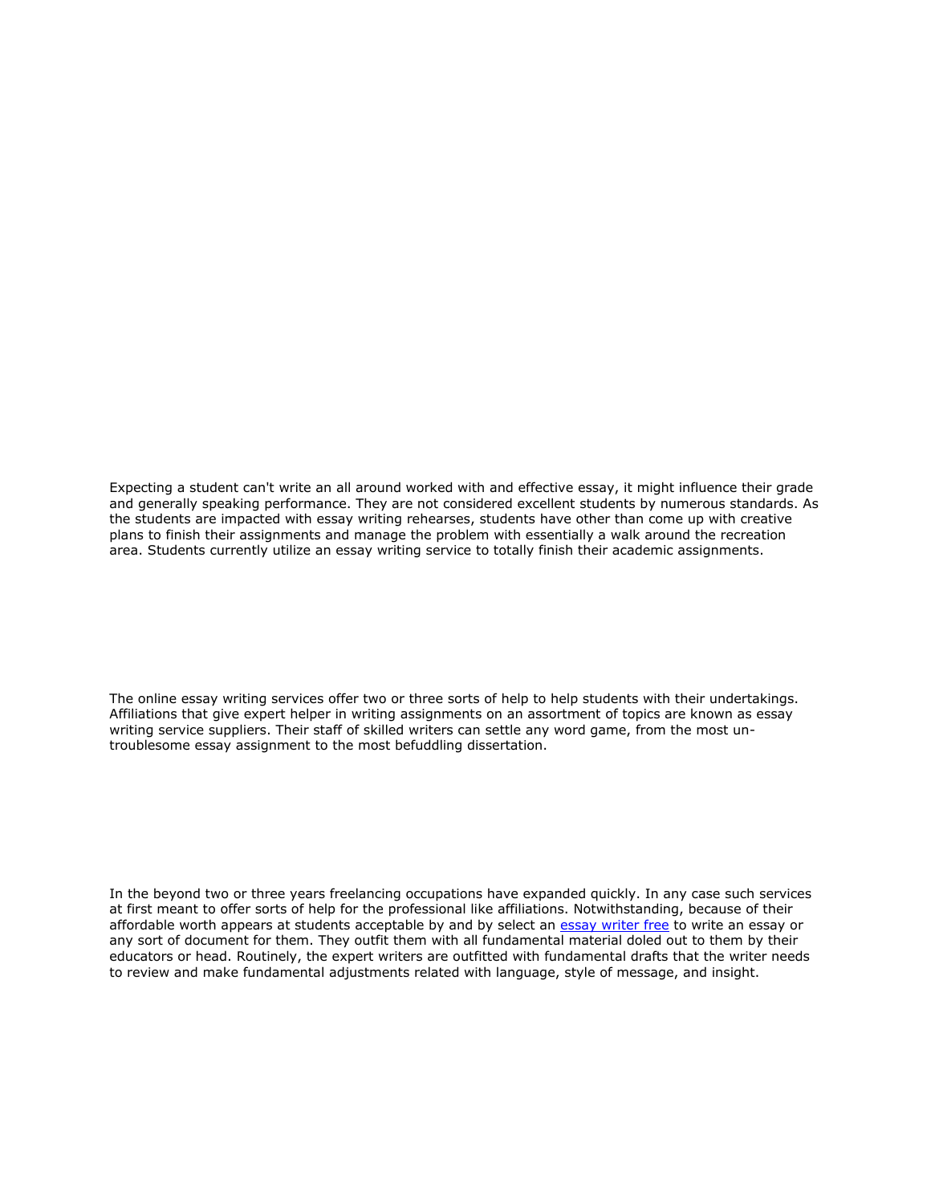Expecting a student can't write an all around worked with and effective essay, it might influence their grade and generally speaking performance. They are not considered excellent students by numerous standards. As the students are impacted with essay writing rehearses, students have other than come up with creative plans to finish their assignments and manage the problem with essentially a walk around the recreation area. Students currently utilize an essay writing service to totally finish their academic assignments.

The online essay writing services offer two or three sorts of help to help students with their undertakings. Affiliations that give expert helper in writing assignments on an assortment of topics are known as essay writing service suppliers. Their staff of skilled writers can settle any word game, from the most un-troublesome essay assignment to the most befuddling dissertation.

In the beyond two or three years freelancing occupations have expanded quickly. In any case such services at first meant to offer sorts of help for the professional like affiliations. Notwithstanding, because of their affordable worth appears at students acceptable by and by select an essay writer free to write an essay or any sort of document for them. They outfit them with all fundamental material doled out to them by their educators or head. Routinely, the expert writers are outfitted with fundamental drafts that the writer needs to review and make fundamental adjustments related with language, style of message, and insight.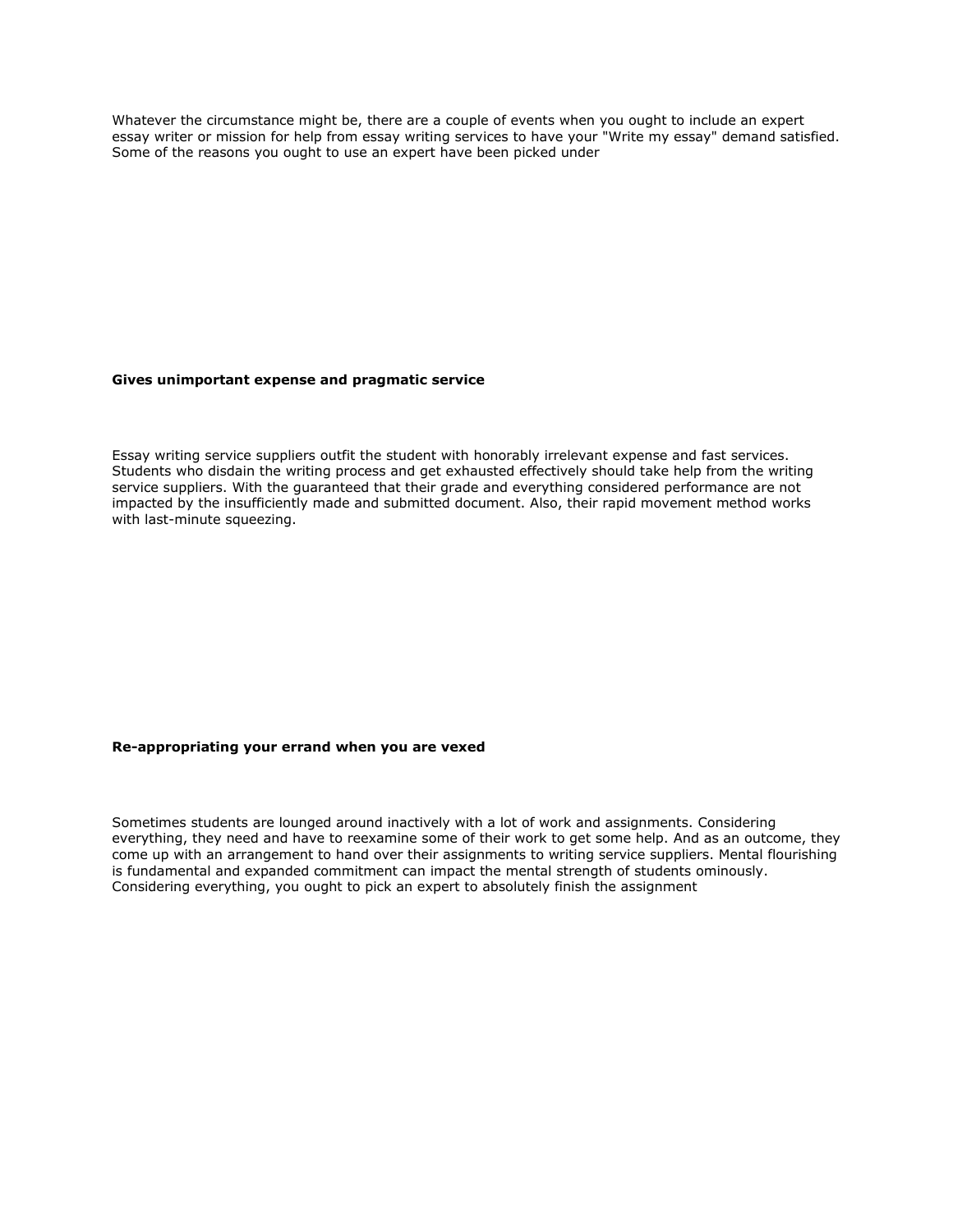Whatever the circumstance might be, there are a couple of events when you ought to include an expert essay writer or mission for help from essay writing services to have your "Write my essay" demand satisfied. Some of the reasons you ought to use an expert have been picked under

**Gives unimportant expense and pragmatic service**

Essay writing service suppliers outfit the student with honorably irrelevant expense and fast services. Students who disdain the writing process and get exhausted effectively should take help from the writing service suppliers. With the guaranteed that their grade and everything considered performance are not impacted by the insufficiently made and submitted document. Also, their rapid movement method works with last-minute squeezing.

**Re-appropriating your errand when you are vexed**

Sometimes students are lounged around inactively with a lot of work and assignments. Considering everything, they need and have to reexamine some of their work to get some help. And as an outcome, they come up with an arrangement to hand over their assignments to writing service suppliers. Mental flourishing is fundamental and expanded commitment can impact the mental strength of students ominously. Considering everything, you ought to pick an expert to absolutely finish the assignment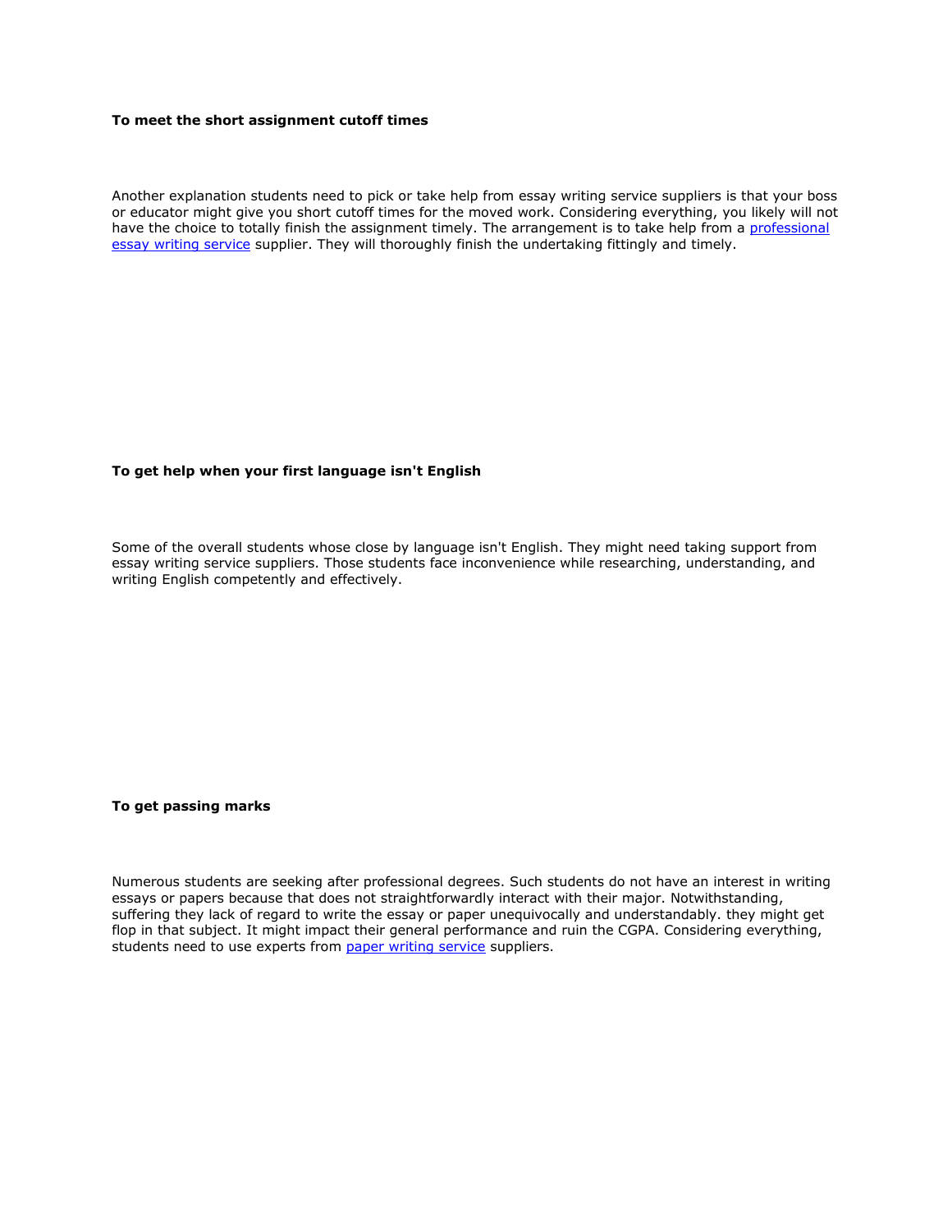**To meet the short assignment cutoff times**

Another explanation students need to pick or take help from essay writing service suppliers is that your boss or educator might give you short cutoff times for the moved work. Considering everything, you likely will not have the choice to totally finish the assignment timely. The arrangement is to take help from a [professional essay writing service](#) supplier. They will thoroughly finish the undertaking fittingly and timely.

**To get help when your first language isn't English**

Some of the overall students whose close by language isn't English. They might need taking support from essay writing service suppliers. Those students face inconvenience while researching, understanding, and writing English competently and effectively.

**To get passing marks**

Numerous students are seeking after professional degrees. Such students do not have an interest in writing essays or papers because that does not straightforwardly interact with their major. Notwithstanding, suffering they lack of regard to write the essay or paper unequivocally and understandably. they might get flop in that subject. It might impact their general performance and ruin the CGPA. Considering everything, students need to use experts from [paper writing service](#) suppliers.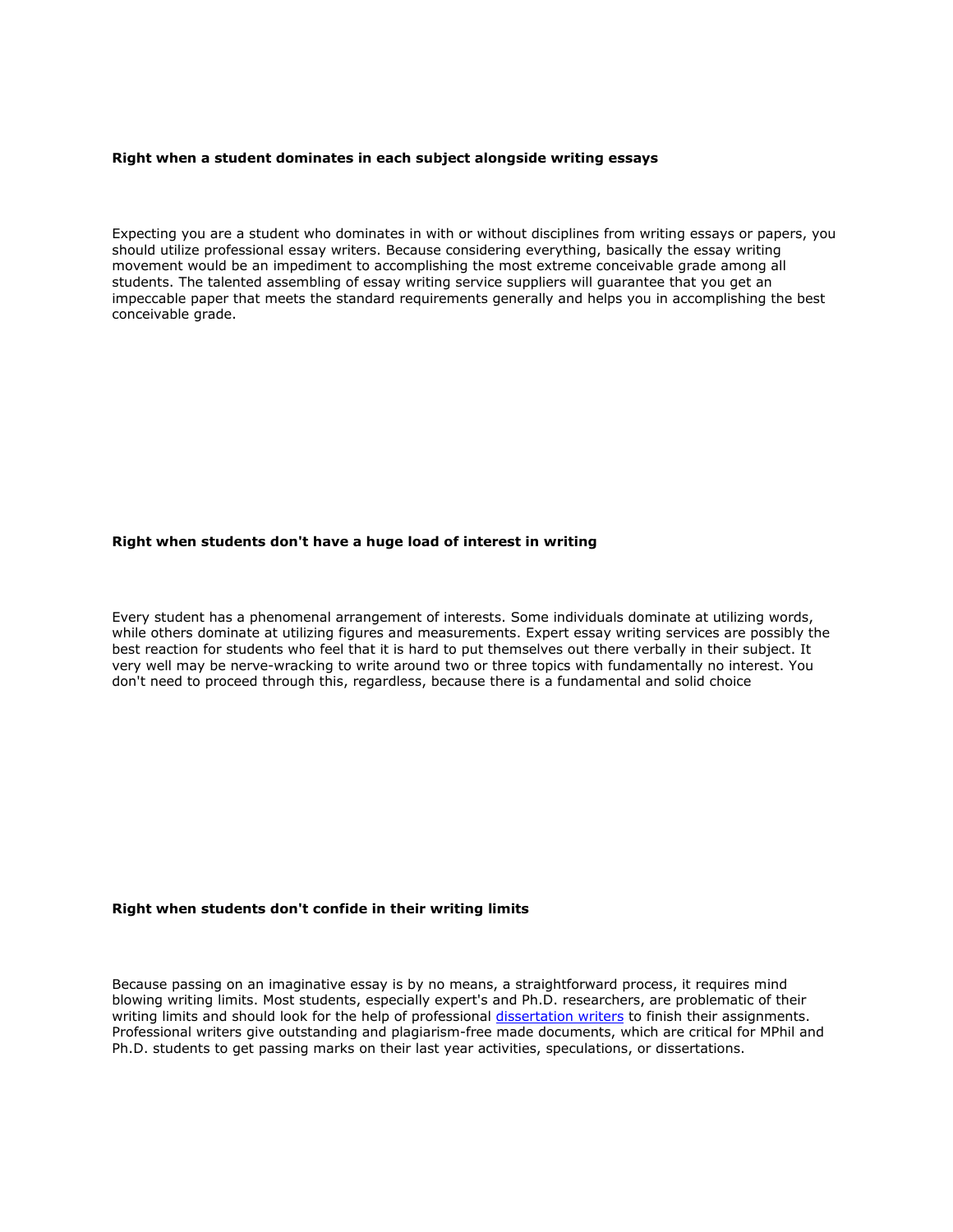**Right when a student dominates in each subject alongside writing essays**

Expecting you are a student who dominates in with or without disciplines from writing essays or papers, you should utilize professional essay writers. Because considering everything, basically the essay writing movement would be an impediment to accomplishing the most extreme conceivable grade among all students. The talented assembling of essay writing service suppliers will guarantee that you get an impeccable paper that meets the standard requirements generally and helps you in accomplishing the best conceivable grade.

**Right when students don't have a huge load of interest in writing**

Every student has a phenomenal arrangement of interests. Some individuals dominate at utilizing words, while others dominate at utilizing figures and measurements. Expert essay writing services are possibly the best reaction for students who feel that it is hard to put themselves out there verbally in their subject. It very well may be nerve-wracking to write around two or three topics with fundamentally no interest. You don't need to proceed through this, regardless, because there is a fundamental and solid choice

**Right when students don't confide in their writing limits**

Because passing on an imaginative essay is by no means, a straightforward process, it requires mind blowing writing limits. Most students, especially expert's and Ph.D. researchers, are problematic of their writing limits and should look for the help of professional [dissertation writers] to finish their assignments. Professional writers give outstanding and plagiarism-free made documents, which are critical for MPhil and Ph.D. students to get passing marks on their last year activities, speculations, or dissertations.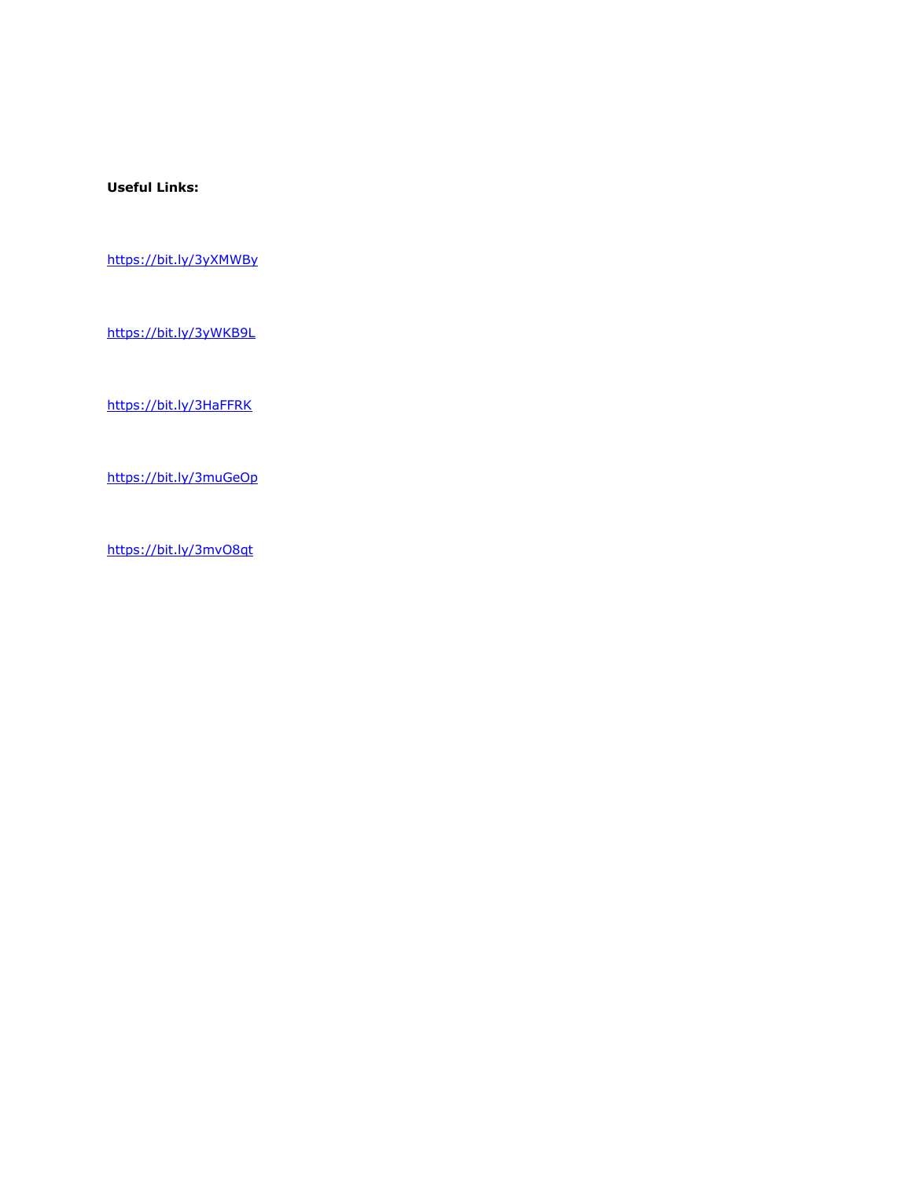**Useful Links:**

https://bit.ly/3yXMWBy

https://bit.ly/3yWKB9L

https://bit.ly/3HaFFRK

https://bit.ly/3muGeOp

https://bit.ly/3mvO8qt